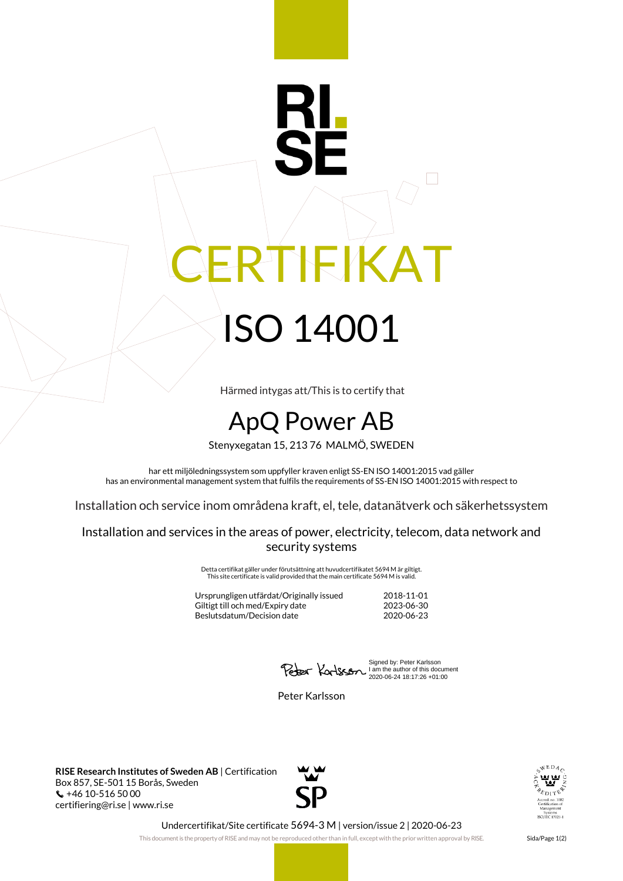RI.
SE

# CERTIFIKAT

# ISO 14001

Härmed intygas att/This is to certify that

## ApQ Power AB

Stenyxegatan 15, 213 76 MALMÖ, SWEDEN

har ett miljöledningssystem som uppfyller kraven enligt SS-EN ISO 14001:2015 vad gäller
has an environmental management system that fulfils the requirements of SS-EN ISO 14001:2015 with respect to

Installation och service inom områdena kraft, el, tele, datanätverk och säkerhetssystem

Installation and services in the areas of power, electricity, telecom, data network and security systems

Detta certifikat gäller under förutsättning att huvudcertifikatet 5694 M är giltigt.
This site certificate is valid provided that the main certificate 5694 M is valid.

| | |
|---|---|
| Ursprungligen utfärdat/Originally issued | 2018-11-01 |
| Giltigt till och med/Expiry date | 2023-06-30 |
| Beslutsdatum/Decision date | 2020-06-23 |

Signed by: Peter Karlsson
I am the author of this document
2020-06-24 18:17:26 +01:00

Peter Karlsson

**RISE Research Institutes of Sweden AB** | Certification
Box 857, SE-501 15 Borås, Sweden
+46 10-516 50 00
certifiering@ri.se | www.ri.se

SP

SWEDAC ACKREDITERING
Ackred. nr. 1002
Certification of Management Systems
ISO/IEC 17021-1

Undercertifikat/Site certificate 5694-3 M | version/issue 2 | 2020-06-23

This document is the property of RISE and may not be reproduced other than in full, except with the prior written approval by RISE.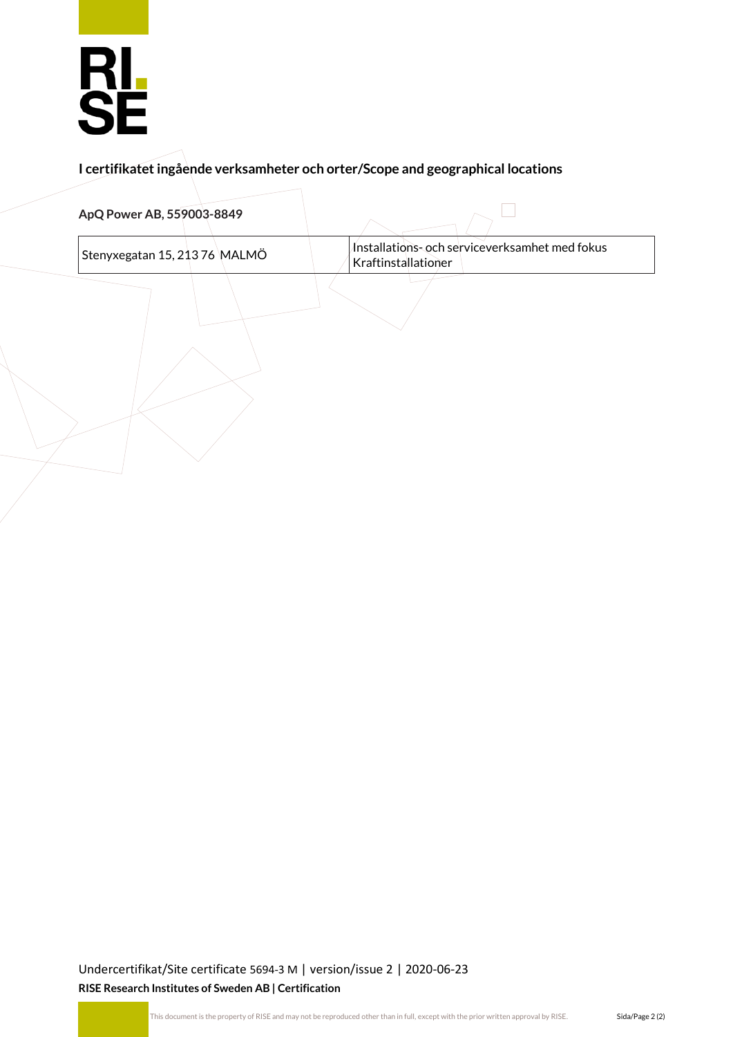**I certifikatet ingående verksamheter och orter/Scope and geographical locations**

**ApQ Power AB, 559003-8849**

| | |
|---|---|
| Stenyxegatan 15, 213 76 MALMÖ | Installations- och serviceverksamhet med fokus Kraftinstallationer |

Undercertifikat/Site certificate 5694-3 M | version/issue 2 | 2020-06-23

**RISE Research Institutes of Sweden AB | Certification**

This document is the property of RISE and may not be reproduced other than in full, except with the prior written approval by RISE.